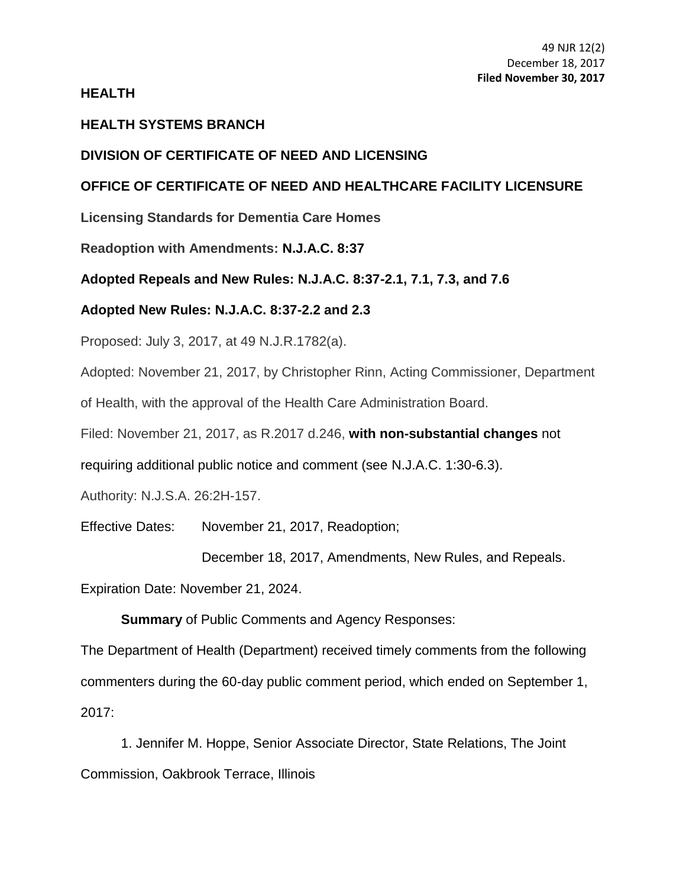49 NJR 12(2)
December 18, 2017
**Filed November 30, 2017**

**HEALTH**

**HEALTH SYSTEMS BRANCH**

**DIVISION OF CERTIFICATE OF NEED AND LICENSING**

**OFFICE OF CERTIFICATE OF NEED AND HEALTHCARE FACILITY LICENSURE**

**Licensing Standards for Dementia Care Homes**

**Readoption with Amendments: N.J.A.C. 8:37**

**Adopted Repeals and New Rules: N.J.A.C. 8:37-2.1, 7.1, 7.3, and 7.6**

**Adopted New Rules: N.J.A.C. 8:37-2.2 and 2.3**

Proposed: July 3, 2017, at 49 N.J.R.1782(a).

Adopted: November 21, 2017, by Christopher Rinn, Acting Commissioner, Department of Health, with the approval of the Health Care Administration Board.

Filed: November 21, 2017, as R.2017 d.246, **with non-substantial changes** not requiring additional public notice and comment (see N.J.A.C. 1:30-6.3).

Authority: N.J.S.A. 26:2H-157.

Effective Dates: November 21, 2017, Readoption;

December 18, 2017, Amendments, New Rules, and Repeals.

Expiration Date: November 21, 2024.

**Summary** of Public Comments and Agency Responses:

The Department of Health (Department) received timely comments from the following commenters during the 60-day public comment period, which ended on September 1, 2017:

1. Jennifer M. Hoppe, Senior Associate Director, State Relations, The Joint Commission, Oakbrook Terrace, Illinois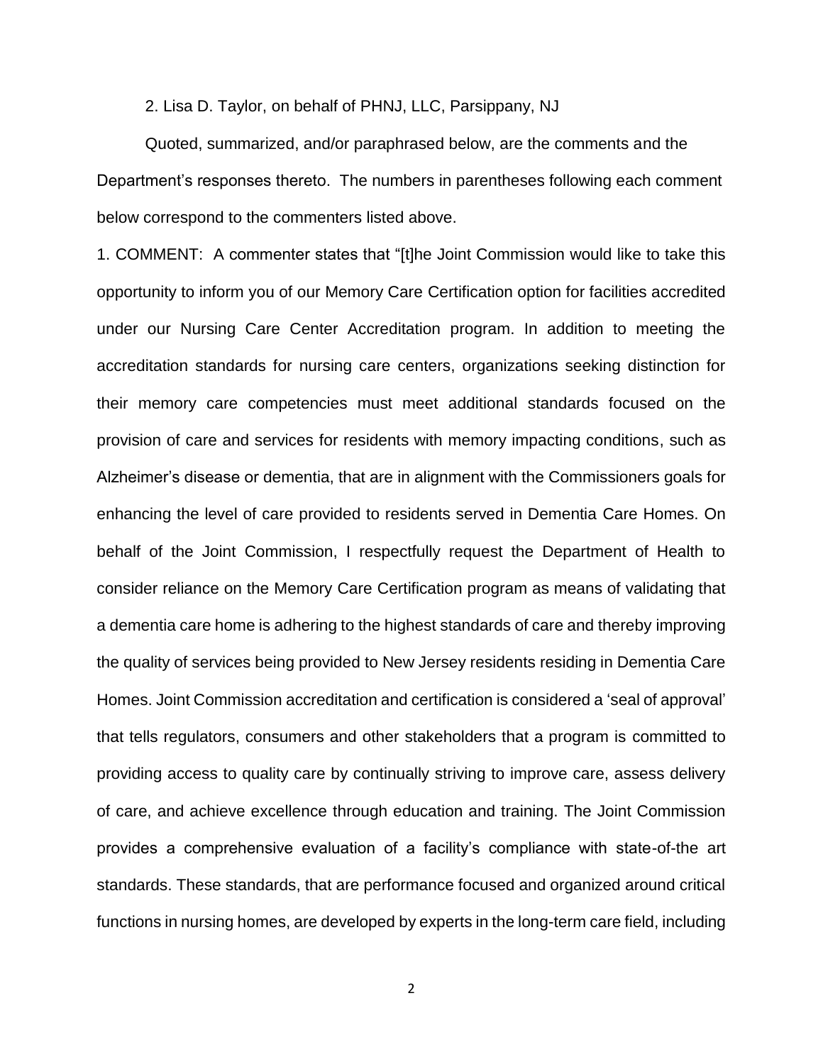2. Lisa D. Taylor, on behalf of PHNJ, LLC, Parsippany, NJ

Quoted, summarized, and/or paraphrased below, are the comments and the Department's responses thereto. The numbers in parentheses following each comment below correspond to the commenters listed above.

1. COMMENT: A commenter states that "[t]he Joint Commission would like to take this opportunity to inform you of our Memory Care Certification option for facilities accredited under our Nursing Care Center Accreditation program. In addition to meeting the accreditation standards for nursing care centers, organizations seeking distinction for their memory care competencies must meet additional standards focused on the provision of care and services for residents with memory impacting conditions, such as Alzheimer's disease or dementia, that are in alignment with the Commissioners goals for enhancing the level of care provided to residents served in Dementia Care Homes. On behalf of the Joint Commission, I respectfully request the Department of Health to consider reliance on the Memory Care Certification program as means of validating that a dementia care home is adhering to the highest standards of care and thereby improving the quality of services being provided to New Jersey residents residing in Dementia Care Homes. Joint Commission accreditation and certification is considered a 'seal of approval' that tells regulators, consumers and other stakeholders that a program is committed to providing access to quality care by continually striving to improve care, assess delivery of care, and achieve excellence through education and training. The Joint Commission provides a comprehensive evaluation of a facility's compliance with state-of-the art standards. These standards, that are performance focused and organized around critical functions in nursing homes, are developed by experts in the long-term care field, including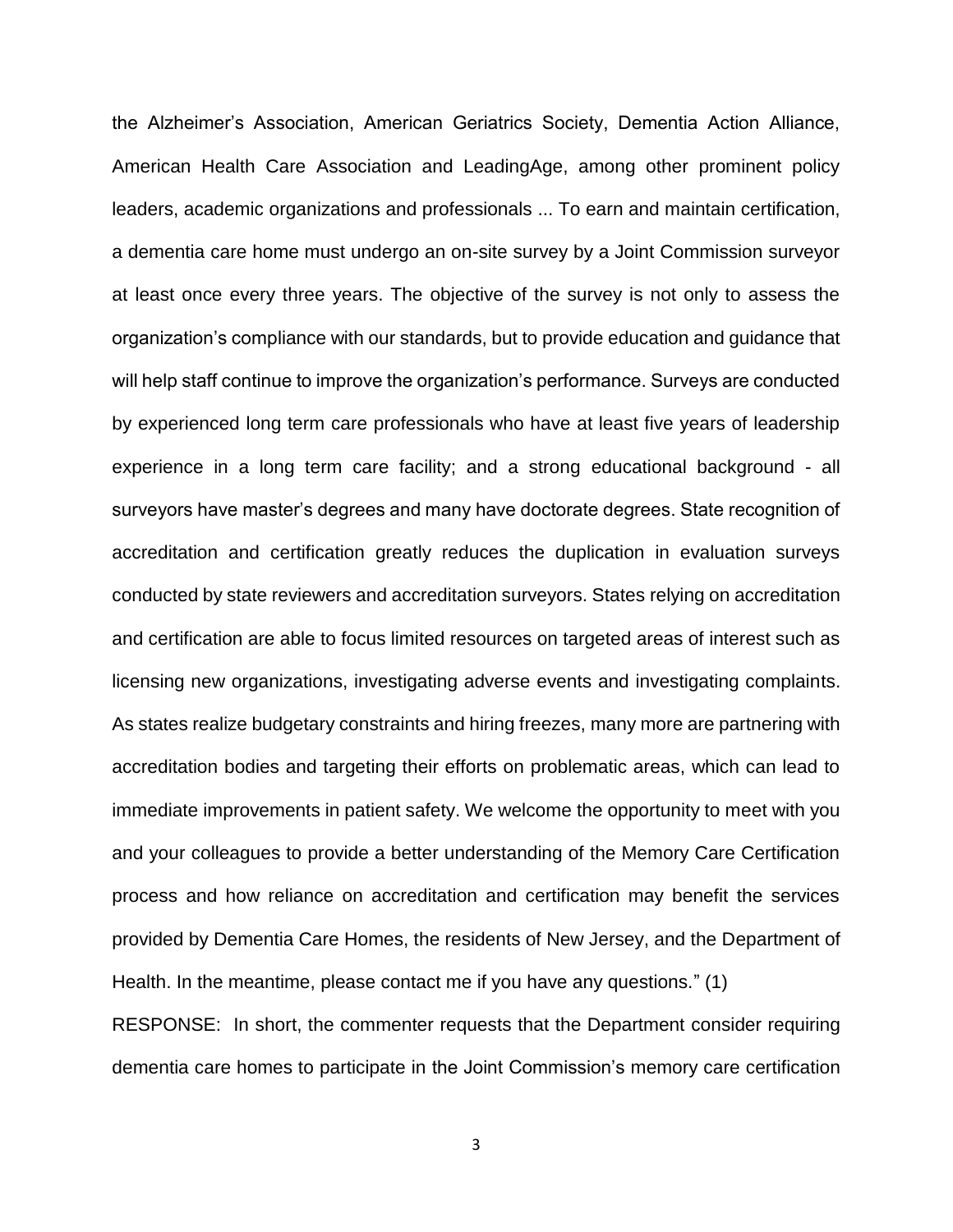the Alzheimer's Association, American Geriatrics Society, Dementia Action Alliance, American Health Care Association and LeadingAge, among other prominent policy leaders, academic organizations and professionals ... To earn and maintain certification, a dementia care home must undergo an on-site survey by a Joint Commission surveyor at least once every three years. The objective of the survey is not only to assess the organization's compliance with our standards, but to provide education and guidance that will help staff continue to improve the organization's performance. Surveys are conducted by experienced long term care professionals who have at least five years of leadership experience in a long term care facility; and a strong educational background - all surveyors have master's degrees and many have doctorate degrees. State recognition of accreditation and certification greatly reduces the duplication in evaluation surveys conducted by state reviewers and accreditation surveyors. States relying on accreditation and certification are able to focus limited resources on targeted areas of interest such as licensing new organizations, investigating adverse events and investigating complaints. As states realize budgetary constraints and hiring freezes, many more are partnering with accreditation bodies and targeting their efforts on problematic areas, which can lead to immediate improvements in patient safety. We welcome the opportunity to meet with you and your colleagues to provide a better understanding of the Memory Care Certification process and how reliance on accreditation and certification may benefit the services provided by Dementia Care Homes, the residents of New Jersey, and the Department of Health. In the meantime, please contact me if you have any questions." (1)

RESPONSE: In short, the commenter requests that the Department consider requiring dementia care homes to participate in the Joint Commission's memory care certification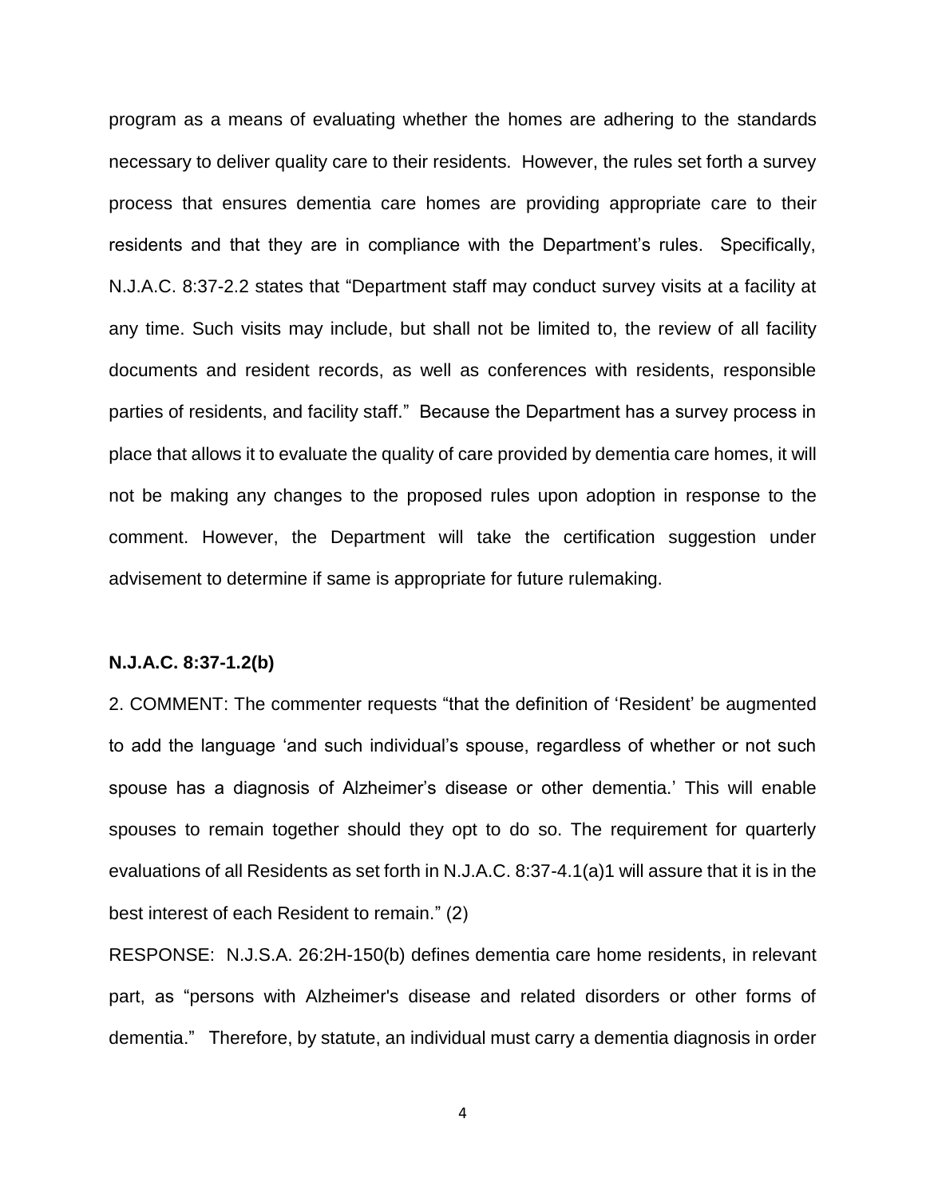program as a means of evaluating whether the homes are adhering to the standards necessary to deliver quality care to their residents. However, the rules set forth a survey process that ensures dementia care homes are providing appropriate care to their residents and that they are in compliance with the Department's rules. Specifically, N.J.A.C. 8:37-2.2 states that "Department staff may conduct survey visits at a facility at any time. Such visits may include, but shall not be limited to, the review of all facility documents and resident records, as well as conferences with residents, responsible parties of residents, and facility staff." Because the Department has a survey process in place that allows it to evaluate the quality of care provided by dementia care homes, it will not be making any changes to the proposed rules upon adoption in response to the comment. However, the Department will take the certification suggestion under advisement to determine if same is appropriate for future rulemaking.

**N.J.A.C. 8:37-1.2(b)**

2. COMMENT: The commenter requests "that the definition of 'Resident' be augmented to add the language 'and such individual's spouse, regardless of whether or not such spouse has a diagnosis of Alzheimer's disease or other dementia.' This will enable spouses to remain together should they opt to do so. The requirement for quarterly evaluations of all Residents as set forth in N.J.A.C. 8:37-4.1(a)1 will assure that it is in the best interest of each Resident to remain." (2)

RESPONSE: N.J.S.A. 26:2H-150(b) defines dementia care home residents, in relevant part, as "persons with Alzheimer's disease and related disorders or other forms of dementia." Therefore, by statute, an individual must carry a dementia diagnosis in order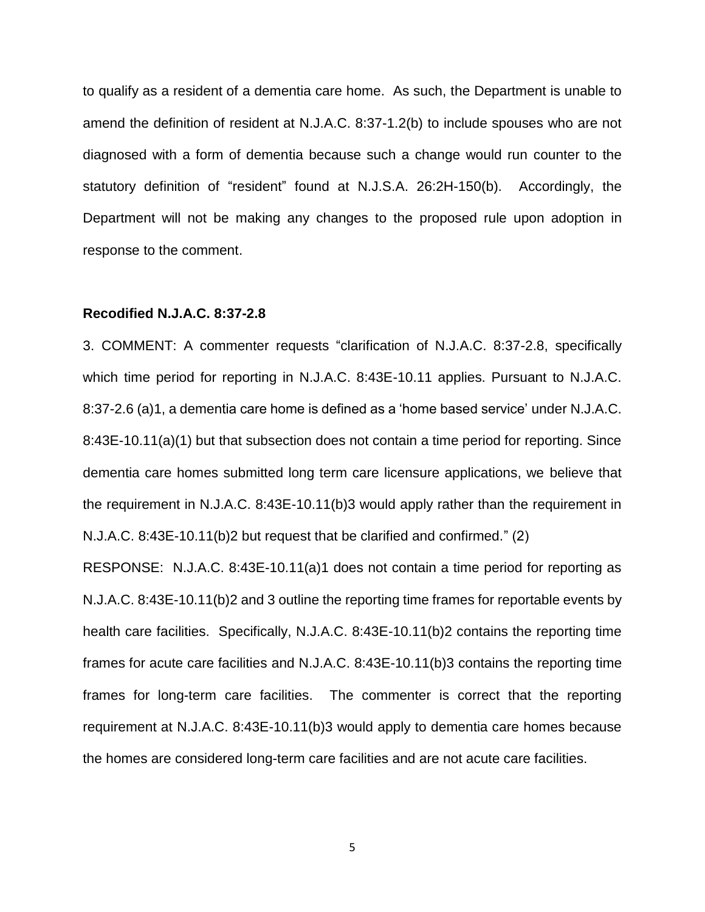to qualify as a resident of a dementia care home. As such, the Department is unable to amend the definition of resident at N.J.A.C. 8:37-1.2(b) to include spouses who are not diagnosed with a form of dementia because such a change would run counter to the statutory definition of "resident" found at N.J.S.A. 26:2H-150(b). Accordingly, the Department will not be making any changes to the proposed rule upon adoption in response to the comment.

**Recodified N.J.A.C. 8:37-2.8**

3. COMMENT: A commenter requests "clarification of N.J.A.C. 8:37-2.8, specifically which time period for reporting in N.J.A.C. 8:43E-10.11 applies. Pursuant to N.J.A.C. 8:37-2.6 (a)1, a dementia care home is defined as a 'home based service' under N.J.A.C. 8:43E-10.11(a)(1) but that subsection does not contain a time period for reporting. Since dementia care homes submitted long term care licensure applications, we believe that the requirement in N.J.A.C. 8:43E-10.11(b)3 would apply rather than the requirement in N.J.A.C. 8:43E-10.11(b)2 but request that be clarified and confirmed." (2)

RESPONSE: N.J.A.C. 8:43E-10.11(a)1 does not contain a time period for reporting as N.J.A.C. 8:43E-10.11(b)2 and 3 outline the reporting time frames for reportable events by health care facilities. Specifically, N.J.A.C. 8:43E-10.11(b)2 contains the reporting time frames for acute care facilities and N.J.A.C. 8:43E-10.11(b)3 contains the reporting time frames for long-term care facilities. The commenter is correct that the reporting requirement at N.J.A.C. 8:43E-10.11(b)3 would apply to dementia care homes because the homes are considered long-term care facilities and are not acute care facilities.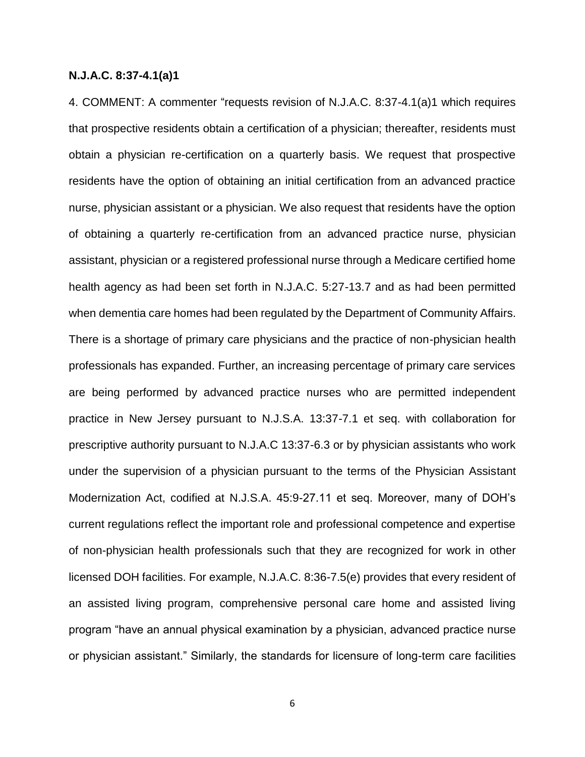**N.J.A.C. 8:37-4.1(a)1**

4. COMMENT: A commenter "requests revision of N.J.A.C. 8:37-4.1(a)1 which requires that prospective residents obtain a certification of a physician; thereafter, residents must obtain a physician re-certification on a quarterly basis. We request that prospective residents have the option of obtaining an initial certification from an advanced practice nurse, physician assistant or a physician. We also request that residents have the option of obtaining a quarterly re-certification from an advanced practice nurse, physician assistant, physician or a registered professional nurse through a Medicare certified home health agency as had been set forth in N.J.A.C. 5:27-13.7 and as had been permitted when dementia care homes had been regulated by the Department of Community Affairs. There is a shortage of primary care physicians and the practice of non-physician health professionals has expanded. Further, an increasing percentage of primary care services are being performed by advanced practice nurses who are permitted independent practice in New Jersey pursuant to N.J.S.A. 13:37-7.1 et seq. with collaboration for prescriptive authority pursuant to N.J.A.C 13:37-6.3 or by physician assistants who work under the supervision of a physician pursuant to the terms of the Physician Assistant Modernization Act, codified at N.J.S.A. 45:9-27.11 et seq. Moreover, many of DOH's current regulations reflect the important role and professional competence and expertise of non-physician health professionals such that they are recognized for work in other licensed DOH facilities. For example, N.J.A.C. 8:36-7.5(e) provides that every resident of an assisted living program, comprehensive personal care home and assisted living program "have an annual physical examination by a physician, advanced practice nurse or physician assistant." Similarly, the standards for licensure of long-term care facilities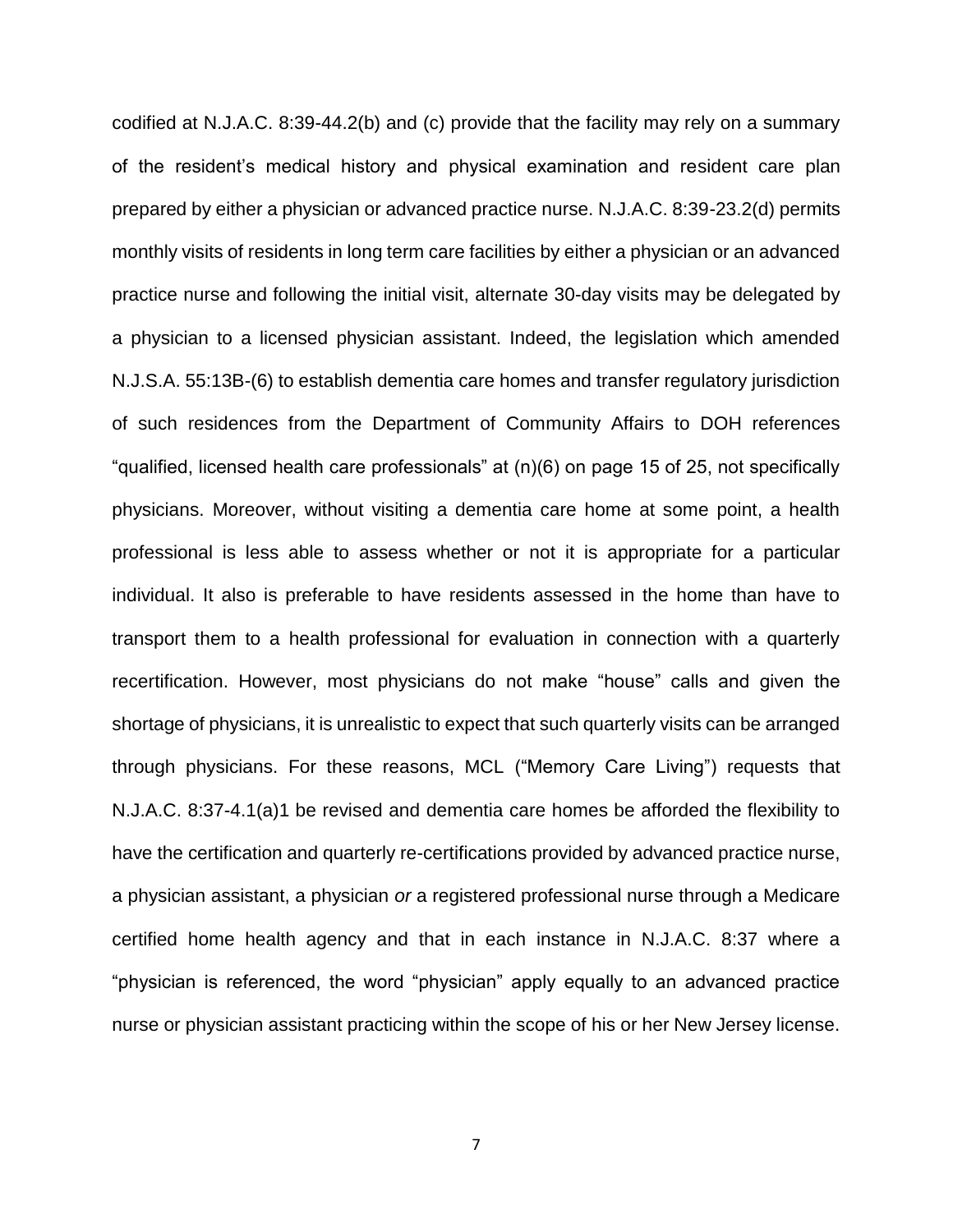codified at N.J.A.C. 8:39-44.2(b) and (c) provide that the facility may rely on a summary of the resident's medical history and physical examination and resident care plan prepared by either a physician or advanced practice nurse. N.J.A.C. 8:39-23.2(d) permits monthly visits of residents in long term care facilities by either a physician or an advanced practice nurse and following the initial visit, alternate 30-day visits may be delegated by a physician to a licensed physician assistant. Indeed, the legislation which amended N.J.S.A. 55:13B-(6) to establish dementia care homes and transfer regulatory jurisdiction of such residences from the Department of Community Affairs to DOH references "qualified, licensed health care professionals" at (n)(6) on page 15 of 25, not specifically physicians. Moreover, without visiting a dementia care home at some point, a health professional is less able to assess whether or not it is appropriate for a particular individual. It also is preferable to have residents assessed in the home than have to transport them to a health professional for evaluation in connection with a quarterly recertification. However, most physicians do not make "house" calls and given the shortage of physicians, it is unrealistic to expect that such quarterly visits can be arranged through physicians. For these reasons, MCL ("Memory Care Living") requests that N.J.A.C. 8:37-4.1(a)1 be revised and dementia care homes be afforded the flexibility to have the certification and quarterly re-certifications provided by advanced practice nurse, a physician assistant, a physician *or* a registered professional nurse through a Medicare certified home health agency and that in each instance in N.J.A.C. 8:37 where a "physician is referenced, the word "physician" apply equally to an advanced practice nurse or physician assistant practicing within the scope of his or her New Jersey license.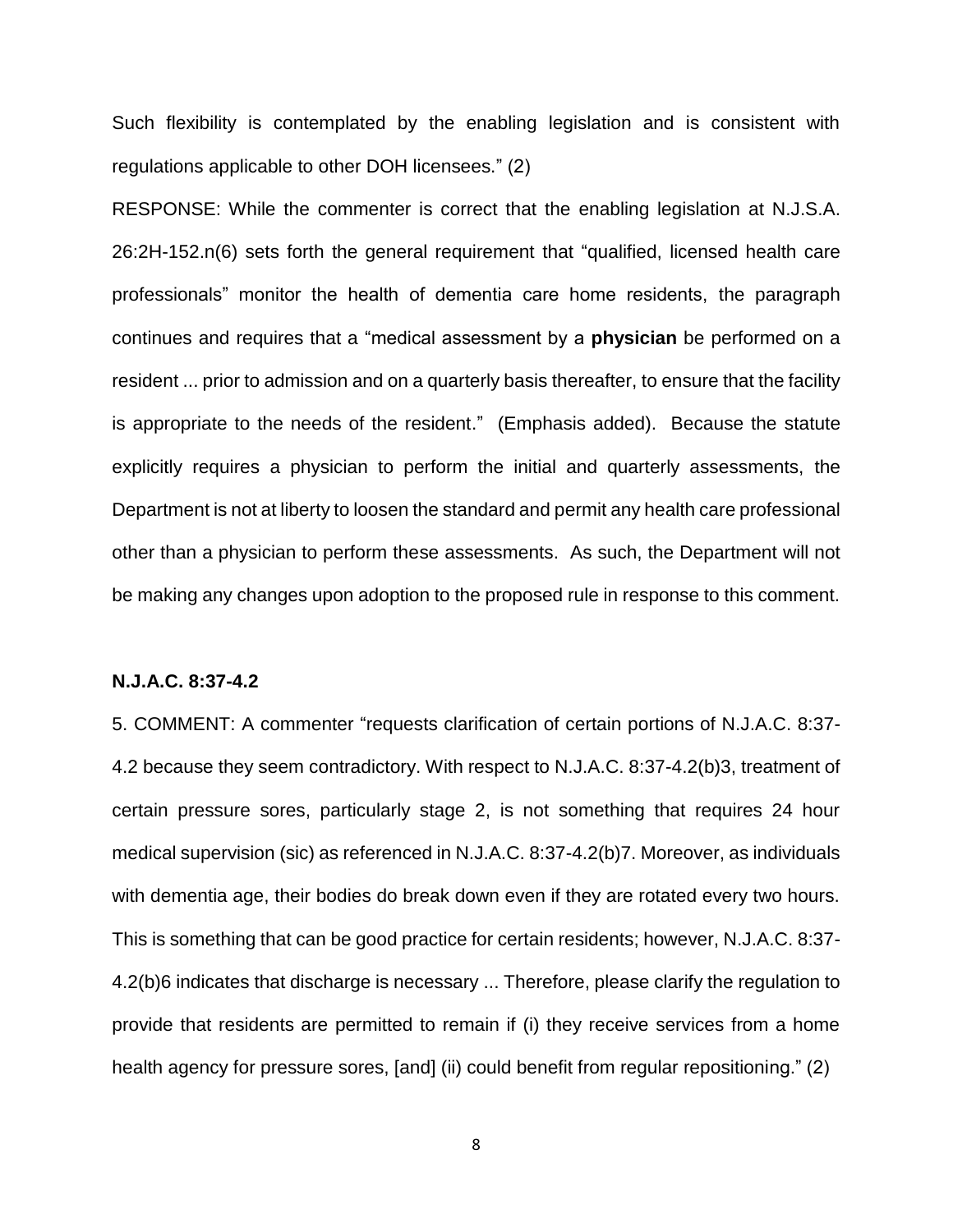Such flexibility is contemplated by the enabling legislation and is consistent with regulations applicable to other DOH licensees." (2)

RESPONSE: While the commenter is correct that the enabling legislation at N.J.S.A. 26:2H-152.n(6) sets forth the general requirement that "qualified, licensed health care professionals" monitor the health of dementia care home residents, the paragraph continues and requires that a "medical assessment by a **physician** be performed on a resident ... prior to admission and on a quarterly basis thereafter, to ensure that the facility is appropriate to the needs of the resident." (Emphasis added). Because the statute explicitly requires a physician to perform the initial and quarterly assessments, the Department is not at liberty to loosen the standard and permit any health care professional other than a physician to perform these assessments. As such, the Department will not be making any changes upon adoption to the proposed rule in response to this comment.

**N.J.A.C. 8:37-4.2**

5. COMMENT: A commenter "requests clarification of certain portions of N.J.A.C. 8:37-4.2 because they seem contradictory. With respect to N.J.A.C. 8:37-4.2(b)3, treatment of certain pressure sores, particularly stage 2, is not something that requires 24 hour medical supervision (sic) as referenced in N.J.A.C. 8:37-4.2(b)7. Moreover, as individuals with dementia age, their bodies do break down even if they are rotated every two hours. This is something that can be good practice for certain residents; however, N.J.A.C. 8:37-4.2(b)6 indicates that discharge is necessary ... Therefore, please clarify the regulation to provide that residents are permitted to remain if (i) they receive services from a home health agency for pressure sores, [and] (ii) could benefit from regular repositioning." (2)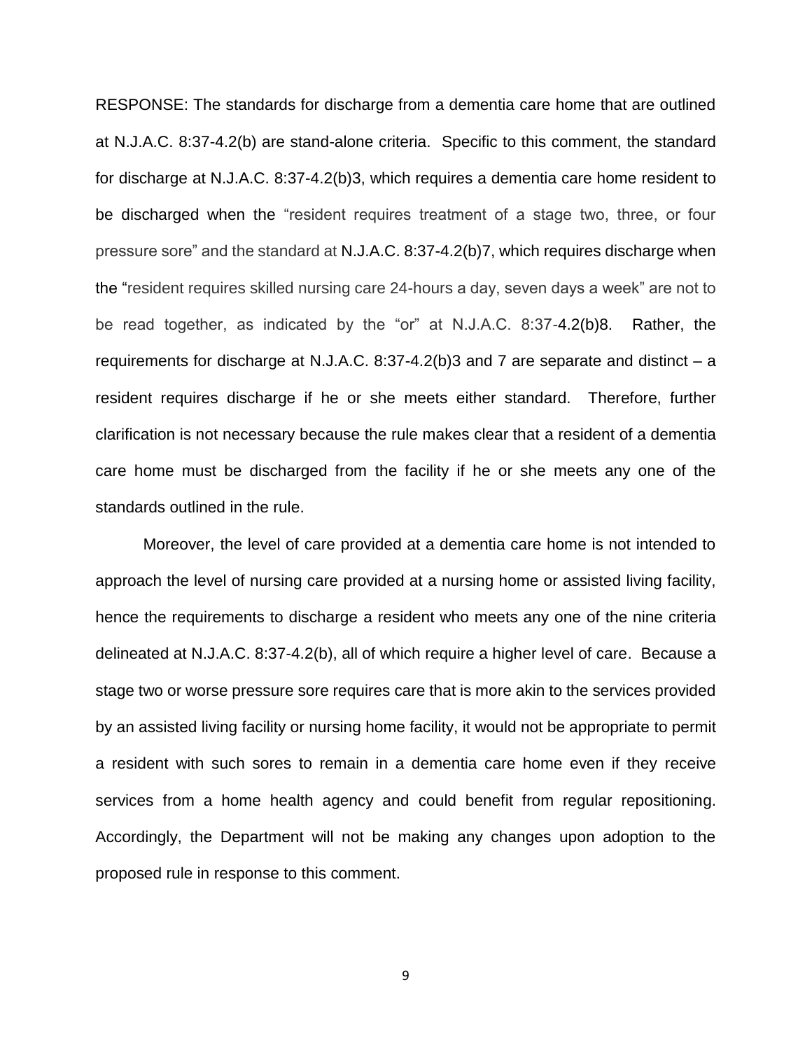RESPONSE: The standards for discharge from a dementia care home that are outlined at N.J.A.C. 8:37-4.2(b) are stand-alone criteria. Specific to this comment, the standard for discharge at N.J.A.C. 8:37-4.2(b)3, which requires a dementia care home resident to be discharged when the "resident requires treatment of a stage two, three, or four pressure sore" and the standard at N.J.A.C. 8:37-4.2(b)7, which requires discharge when the "resident requires skilled nursing care 24-hours a day, seven days a week" are not to be read together, as indicated by the "or" at N.J.A.C. 8:37-4.2(b)8. Rather, the requirements for discharge at N.J.A.C. 8:37-4.2(b)3 and 7 are separate and distinct – a resident requires discharge if he or she meets either standard. Therefore, further clarification is not necessary because the rule makes clear that a resident of a dementia care home must be discharged from the facility if he or she meets any one of the standards outlined in the rule.

Moreover, the level of care provided at a dementia care home is not intended to approach the level of nursing care provided at a nursing home or assisted living facility, hence the requirements to discharge a resident who meets any one of the nine criteria delineated at N.J.A.C. 8:37-4.2(b), all of which require a higher level of care. Because a stage two or worse pressure sore requires care that is more akin to the services provided by an assisted living facility or nursing home facility, it would not be appropriate to permit a resident with such sores to remain in a dementia care home even if they receive services from a home health agency and could benefit from regular repositioning. Accordingly, the Department will not be making any changes upon adoption to the proposed rule in response to this comment.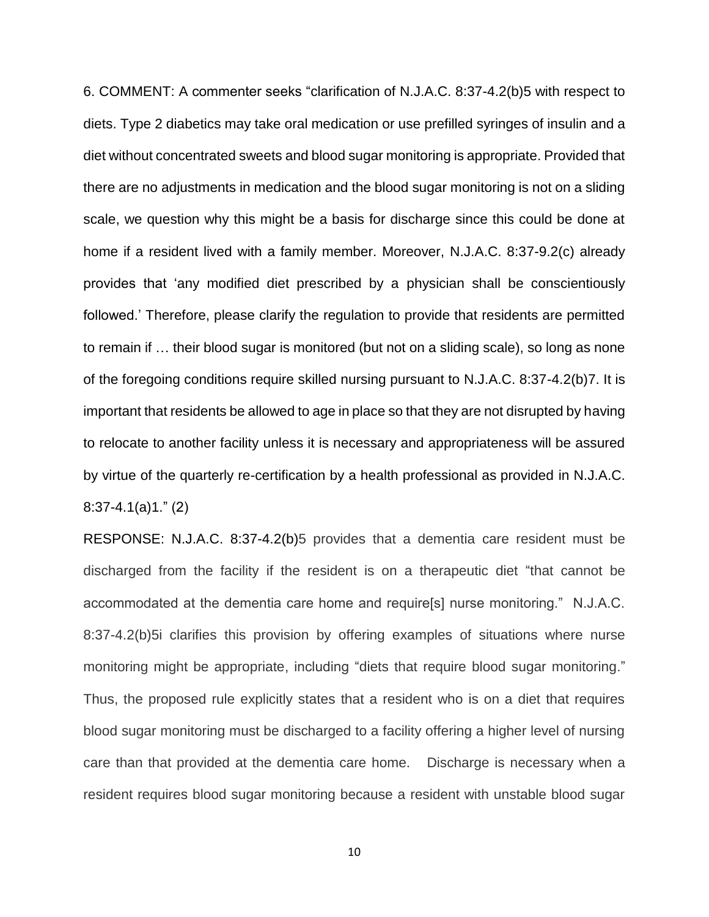6. COMMENT: A commenter seeks "clarification of N.J.A.C. 8:37-4.2(b)5 with respect to diets. Type 2 diabetics may take oral medication or use prefilled syringes of insulin and a diet without concentrated sweets and blood sugar monitoring is appropriate. Provided that there are no adjustments in medication and the blood sugar monitoring is not on a sliding scale, we question why this might be a basis for discharge since this could be done at home if a resident lived with a family member. Moreover, N.J.A.C. 8:37-9.2(c) already provides that 'any modified diet prescribed by a physician shall be conscientiously followed.' Therefore, please clarify the regulation to provide that residents are permitted to remain if … their blood sugar is monitored (but not on a sliding scale), so long as none of the foregoing conditions require skilled nursing pursuant to N.J.A.C. 8:37-4.2(b)7. It is important that residents be allowed to age in place so that they are not disrupted by having to relocate to another facility unless it is necessary and appropriateness will be assured by virtue of the quarterly re-certification by a health professional as provided in N.J.A.C. 8:37-4.1(a)1." (2)

RESPONSE: N.J.A.C. 8:37-4.2(b)5 provides that a dementia care resident must be discharged from the facility if the resident is on a therapeutic diet "that cannot be accommodated at the dementia care home and require[s] nurse monitoring." N.J.A.C. 8:37-4.2(b)5i clarifies this provision by offering examples of situations where nurse monitoring might be appropriate, including "diets that require blood sugar monitoring." Thus, the proposed rule explicitly states that a resident who is on a diet that requires blood sugar monitoring must be discharged to a facility offering a higher level of nursing care than that provided at the dementia care home. Discharge is necessary when a resident requires blood sugar monitoring because a resident with unstable blood sugar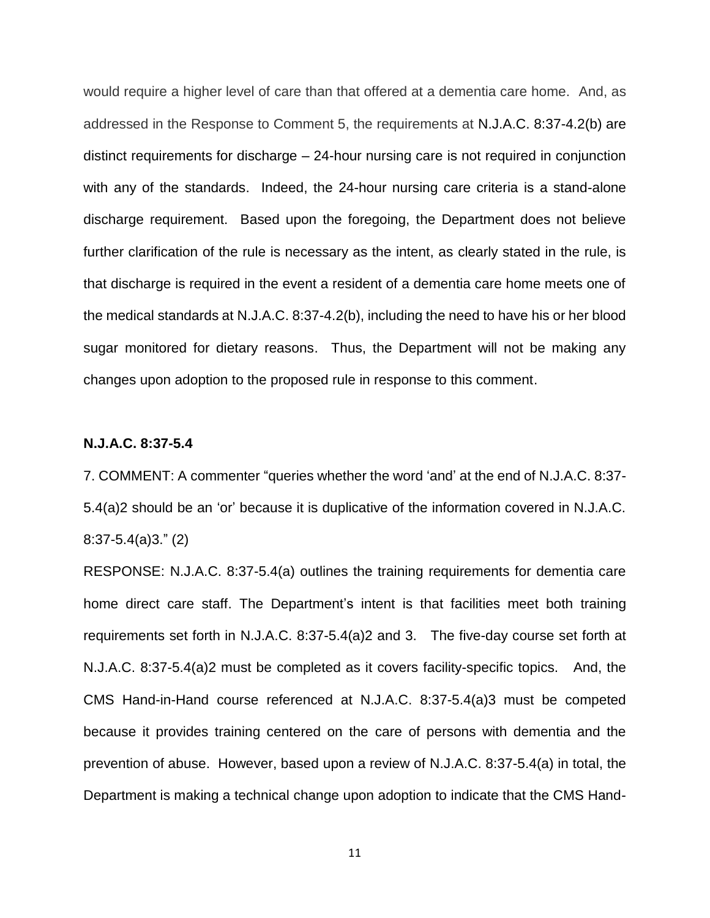would require a higher level of care than that offered at a dementia care home. And, as addressed in the Response to Comment 5, the requirements at N.J.A.C. 8:37-4.2(b) are distinct requirements for discharge – 24-hour nursing care is not required in conjunction with any of the standards. Indeed, the 24-hour nursing care criteria is a stand-alone discharge requirement. Based upon the foregoing, the Department does not believe further clarification of the rule is necessary as the intent, as clearly stated in the rule, is that discharge is required in the event a resident of a dementia care home meets one of the medical standards at N.J.A.C. 8:37-4.2(b), including the need to have his or her blood sugar monitored for dietary reasons. Thus, the Department will not be making any changes upon adoption to the proposed rule in response to this comment.

**N.J.A.C. 8:37-5.4**

7. COMMENT: A commenter "queries whether the word 'and' at the end of N.J.A.C. 8:37-5.4(a)2 should be an 'or' because it is duplicative of the information covered in N.J.A.C. 8:37-5.4(a)3." (2)

RESPONSE: N.J.A.C. 8:37-5.4(a) outlines the training requirements for dementia care home direct care staff. The Department's intent is that facilities meet both training requirements set forth in N.J.A.C. 8:37-5.4(a)2 and 3. The five-day course set forth at N.J.A.C. 8:37-5.4(a)2 must be completed as it covers facility-specific topics. And, the CMS Hand-in-Hand course referenced at N.J.A.C. 8:37-5.4(a)3 must be competed because it provides training centered on the care of persons with dementia and the prevention of abuse. However, based upon a review of N.J.A.C. 8:37-5.4(a) in total, the Department is making a technical change upon adoption to indicate that the CMS Hand-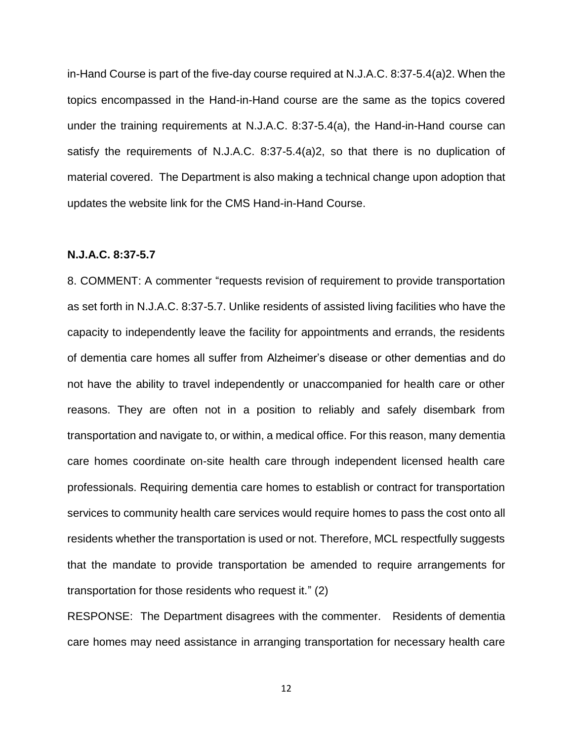in-Hand Course is part of the five-day course required at N.J.A.C. 8:37-5.4(a)2. When the topics encompassed in the Hand-in-Hand course are the same as the topics covered under the training requirements at N.J.A.C. 8:37-5.4(a), the Hand-in-Hand course can satisfy the requirements of N.J.A.C. 8:37-5.4(a)2, so that there is no duplication of material covered. The Department is also making a technical change upon adoption that updates the website link for the CMS Hand-in-Hand Course.

**N.J.A.C. 8:37-5.7**

8. COMMENT: A commenter "requests revision of requirement to provide transportation as set forth in N.J.A.C. 8:37-5.7. Unlike residents of assisted living facilities who have the capacity to independently leave the facility for appointments and errands, the residents of dementia care homes all suffer from Alzheimer's disease or other dementias and do not have the ability to travel independently or unaccompanied for health care or other reasons. They are often not in a position to reliably and safely disembark from transportation and navigate to, or within, a medical office. For this reason, many dementia care homes coordinate on-site health care through independent licensed health care professionals. Requiring dementia care homes to establish or contract for transportation services to community health care services would require homes to pass the cost onto all residents whether the transportation is used or not. Therefore, MCL respectfully suggests that the mandate to provide transportation be amended to require arrangements for transportation for those residents who request it." (2)

RESPONSE: The Department disagrees with the commenter. Residents of dementia care homes may need assistance in arranging transportation for necessary health care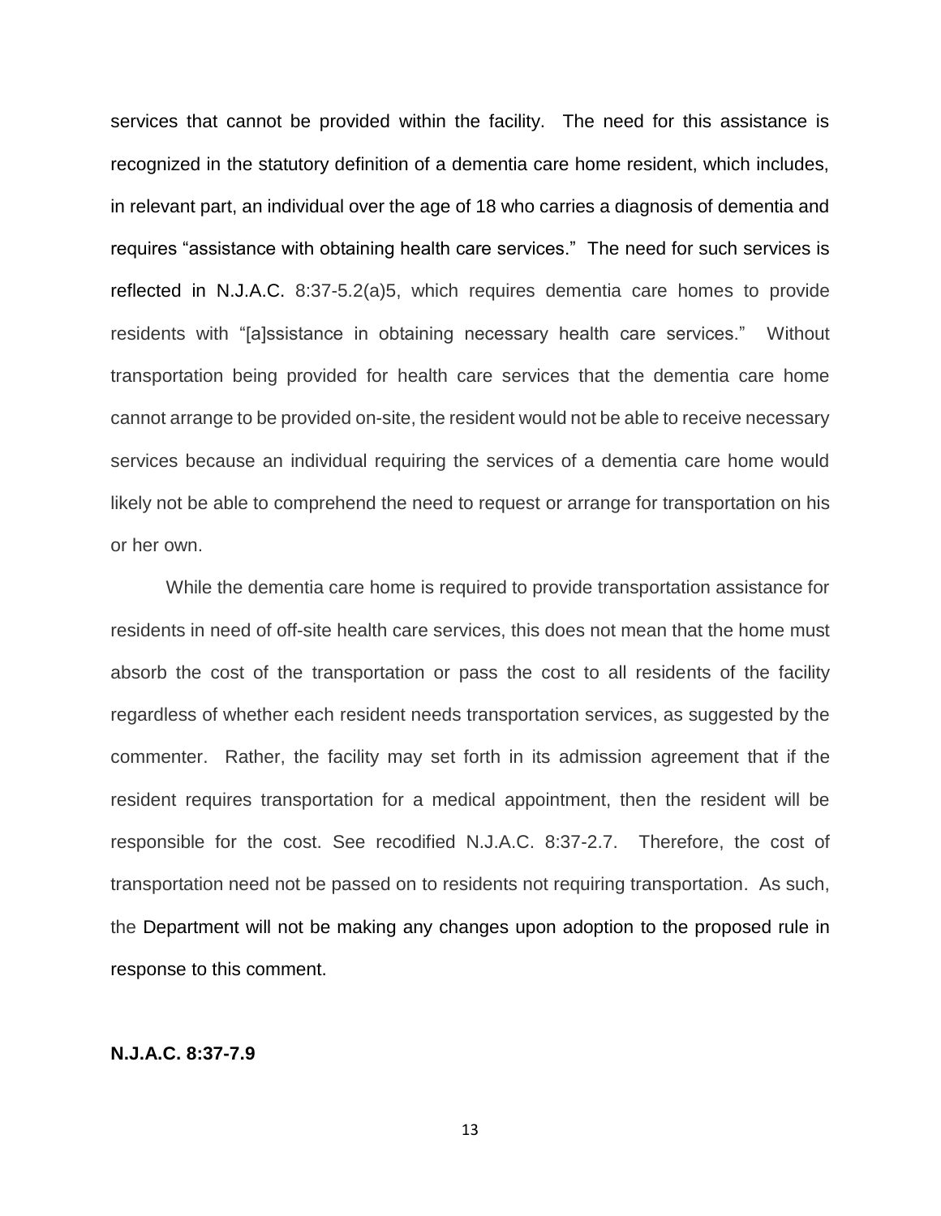services that cannot be provided within the facility. The need for this assistance is recognized in the statutory definition of a dementia care home resident, which includes, in relevant part, an individual over the age of 18 who carries a diagnosis of dementia and requires "assistance with obtaining health care services." The need for such services is reflected in N.J.A.C. 8:37-5.2(a)5, which requires dementia care homes to provide residents with "[a]ssistance in obtaining necessary health care services." Without transportation being provided for health care services that the dementia care home cannot arrange to be provided on-site, the resident would not be able to receive necessary services because an individual requiring the services of a dementia care home would likely not be able to comprehend the need to request or arrange for transportation on his or her own.

While the dementia care home is required to provide transportation assistance for residents in need of off-site health care services, this does not mean that the home must absorb the cost of the transportation or pass the cost to all residents of the facility regardless of whether each resident needs transportation services, as suggested by the commenter. Rather, the facility may set forth in its admission agreement that if the resident requires transportation for a medical appointment, then the resident will be responsible for the cost. See recodified N.J.A.C. 8:37-2.7. Therefore, the cost of transportation need not be passed on to residents not requiring transportation. As such, the Department will not be making any changes upon adoption to the proposed rule in response to this comment.

**N.J.A.C. 8:37-7.9**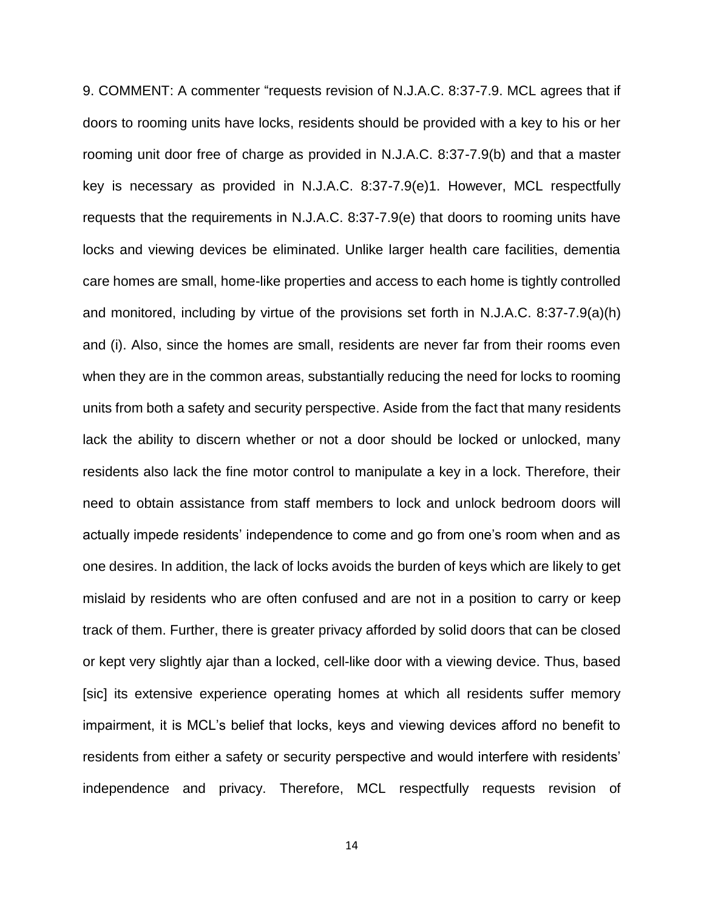9. COMMENT: A commenter "requests revision of N.J.A.C. 8:37-7.9. MCL agrees that if doors to rooming units have locks, residents should be provided with a key to his or her rooming unit door free of charge as provided in N.J.A.C. 8:37-7.9(b) and that a master key is necessary as provided in N.J.A.C. 8:37-7.9(e)1. However, MCL respectfully requests that the requirements in N.J.A.C. 8:37-7.9(e) that doors to rooming units have locks and viewing devices be eliminated. Unlike larger health care facilities, dementia care homes are small, home-like properties and access to each home is tightly controlled and monitored, including by virtue of the provisions set forth in N.J.A.C. 8:37-7.9(a)(h) and (i). Also, since the homes are small, residents are never far from their rooms even when they are in the common areas, substantially reducing the need for locks to rooming units from both a safety and security perspective. Aside from the fact that many residents lack the ability to discern whether or not a door should be locked or unlocked, many residents also lack the fine motor control to manipulate a key in a lock. Therefore, their need to obtain assistance from staff members to lock and unlock bedroom doors will actually impede residents' independence to come and go from one's room when and as one desires. In addition, the lack of locks avoids the burden of keys which are likely to get mislaid by residents who are often confused and are not in a position to carry or keep track of them. Further, there is greater privacy afforded by solid doors that can be closed or kept very slightly ajar than a locked, cell-like door with a viewing device. Thus, based [sic] its extensive experience operating homes at which all residents suffer memory impairment, it is MCL's belief that locks, keys and viewing devices afford no benefit to residents from either a safety or security perspective and would interfere with residents' independence and privacy. Therefore, MCL respectfully requests revision of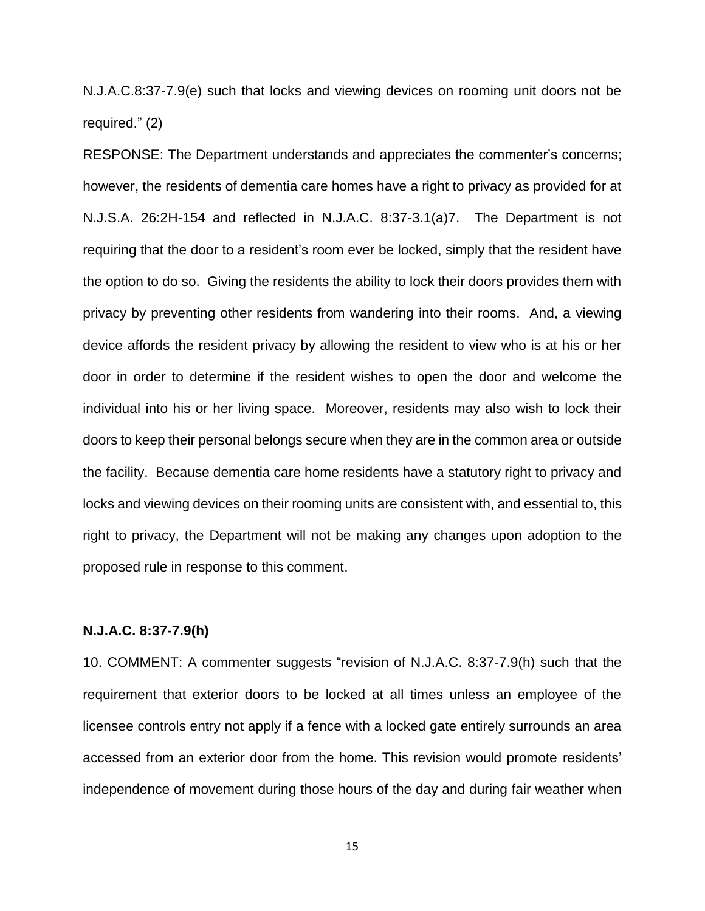N.J.A.C.8:37-7.9(e) such that locks and viewing devices on rooming unit doors not be required." (2)

RESPONSE: The Department understands and appreciates the commenter's concerns; however, the residents of dementia care homes have a right to privacy as provided for at N.J.S.A. 26:2H-154 and reflected in N.J.A.C. 8:37-3.1(a)7. The Department is not requiring that the door to a resident's room ever be locked, simply that the resident have the option to do so. Giving the residents the ability to lock their doors provides them with privacy by preventing other residents from wandering into their rooms. And, a viewing device affords the resident privacy by allowing the resident to view who is at his or her door in order to determine if the resident wishes to open the door and welcome the individual into his or her living space. Moreover, residents may also wish to lock their doors to keep their personal belongs secure when they are in the common area or outside the facility. Because dementia care home residents have a statutory right to privacy and locks and viewing devices on their rooming units are consistent with, and essential to, this right to privacy, the Department will not be making any changes upon adoption to the proposed rule in response to this comment.

**N.J.A.C. 8:37-7.9(h)**

10. COMMENT: A commenter suggests "revision of N.J.A.C. 8:37-7.9(h) such that the requirement that exterior doors to be locked at all times unless an employee of the licensee controls entry not apply if a fence with a locked gate entirely surrounds an area accessed from an exterior door from the home. This revision would promote residents' independence of movement during those hours of the day and during fair weather when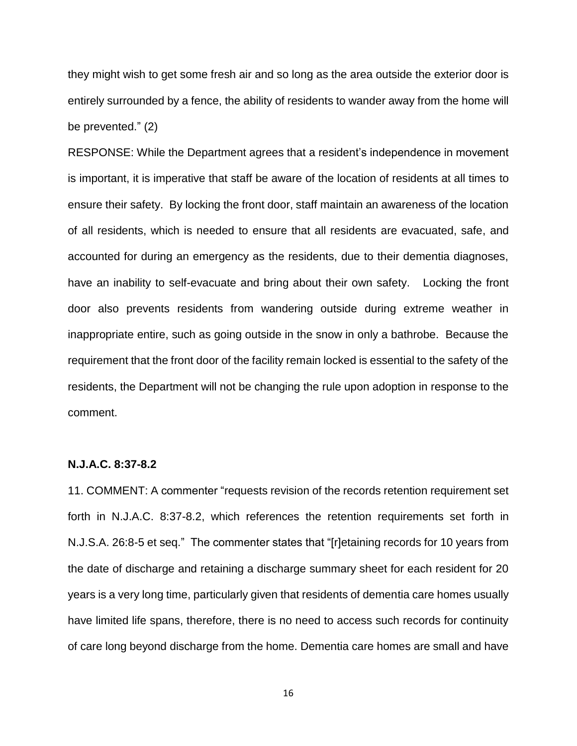they might wish to get some fresh air and so long as the area outside the exterior door is entirely surrounded by a fence, the ability of residents to wander away from the home will be prevented." (2)

RESPONSE: While the Department agrees that a resident's independence in movement is important, it is imperative that staff be aware of the location of residents at all times to ensure their safety. By locking the front door, staff maintain an awareness of the location of all residents, which is needed to ensure that all residents are evacuated, safe, and accounted for during an emergency as the residents, due to their dementia diagnoses, have an inability to self-evacuate and bring about their own safety. Locking the front door also prevents residents from wandering outside during extreme weather in inappropriate entire, such as going outside in the snow in only a bathrobe. Because the requirement that the front door of the facility remain locked is essential to the safety of the residents, the Department will not be changing the rule upon adoption in response to the comment.

**N.J.A.C. 8:37-8.2**

11. COMMENT: A commenter "requests revision of the records retention requirement set forth in N.J.A.C. 8:37-8.2, which references the retention requirements set forth in N.J.S.A. 26:8-5 et seq." The commenter states that "[r]etaining records for 10 years from the date of discharge and retaining a discharge summary sheet for each resident for 20 years is a very long time, particularly given that residents of dementia care homes usually have limited life spans, therefore, there is no need to access such records for continuity of care long beyond discharge from the home. Dementia care homes are small and have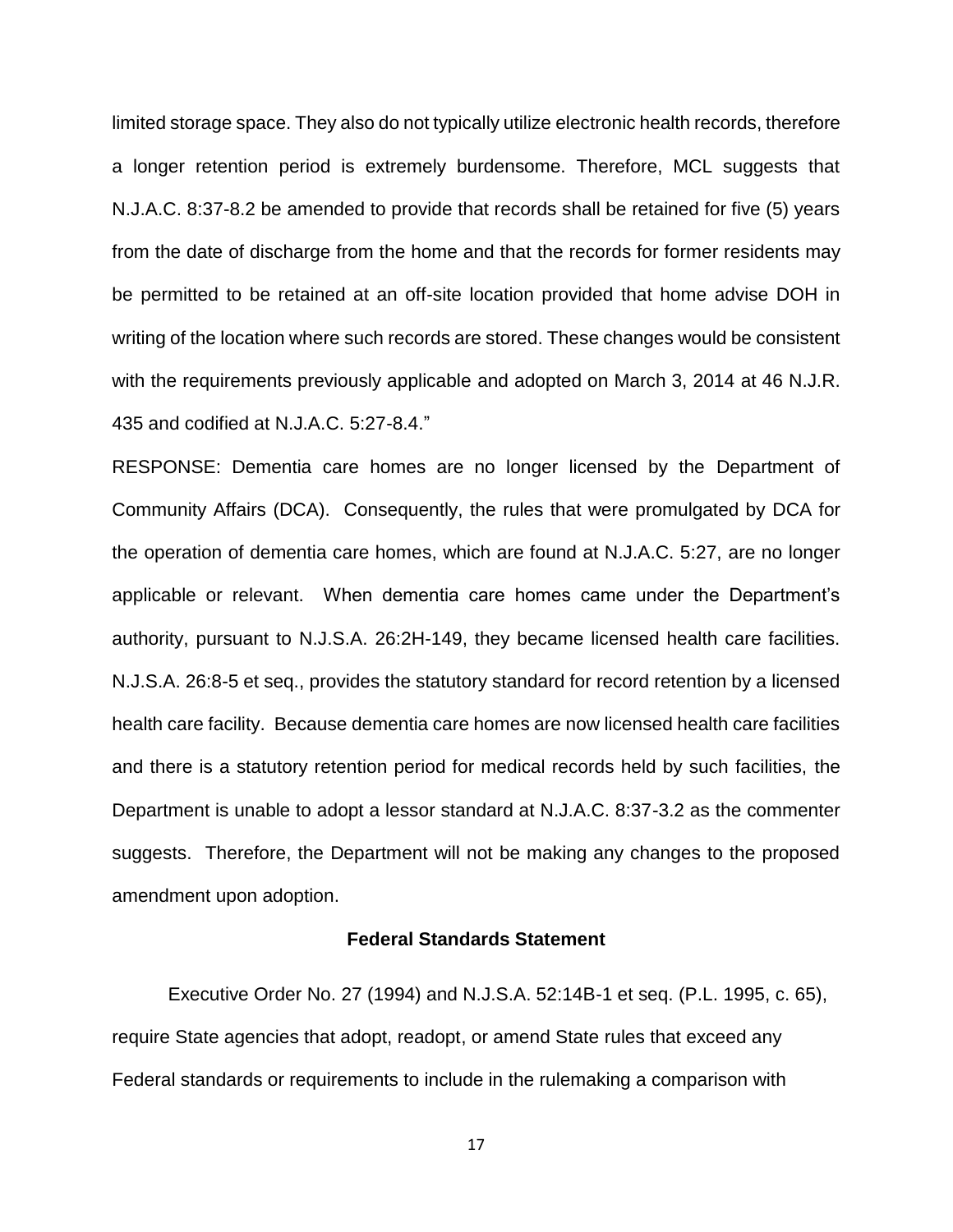limited storage space. They also do not typically utilize electronic health records, therefore a longer retention period is extremely burdensome. Therefore, MCL suggests that N.J.A.C. 8:37-8.2 be amended to provide that records shall be retained for five (5) years from the date of discharge from the home and that the records for former residents may be permitted to be retained at an off-site location provided that home advise DOH in writing of the location where such records are stored. These changes would be consistent with the requirements previously applicable and adopted on March 3, 2014 at 46 N.J.R. 435 and codified at N.J.A.C. 5:27-8.4."

RESPONSE: Dementia care homes are no longer licensed by the Department of Community Affairs (DCA). Consequently, the rules that were promulgated by DCA for the operation of dementia care homes, which are found at N.J.A.C. 5:27, are no longer applicable or relevant. When dementia care homes came under the Department's authority, pursuant to N.J.S.A. 26:2H-149, they became licensed health care facilities. N.J.S.A. 26:8-5 et seq., provides the statutory standard for record retention by a licensed health care facility. Because dementia care homes are now licensed health care facilities and there is a statutory retention period for medical records held by such facilities, the Department is unable to adopt a lessor standard at N.J.A.C. 8:37-3.2 as the commenter suggests. Therefore, the Department will not be making any changes to the proposed amendment upon adoption.

**Federal Standards Statement**

Executive Order No. 27 (1994) and N.J.S.A. 52:14B-1 et seq. (P.L. 1995, c. 65), require State agencies that adopt, readopt, or amend State rules that exceed any Federal standards or requirements to include in the rulemaking a comparison with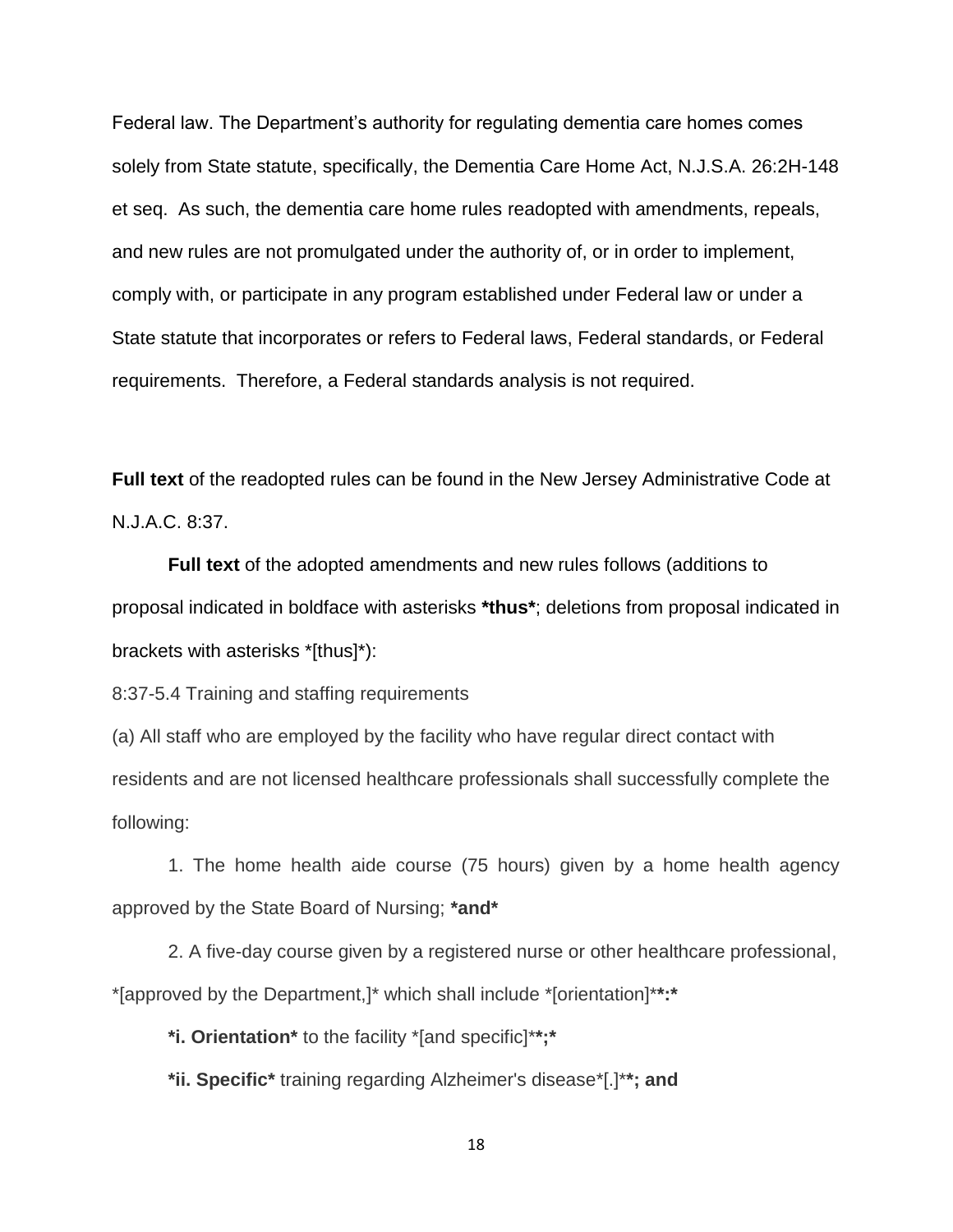Federal law. The Department's authority for regulating dementia care homes comes solely from State statute, specifically, the Dementia Care Home Act, N.J.S.A. 26:2H-148 et seq. As such, the dementia care home rules readopted with amendments, repeals, and new rules are not promulgated under the authority of, or in order to implement, comply with, or participate in any program established under Federal law or under a State statute that incorporates or refers to Federal laws, Federal standards, or Federal requirements. Therefore, a Federal standards analysis is not required.

**Full text** of the readopted rules can be found in the New Jersey Administrative Code at N.J.A.C. 8:37.

**Full text** of the adopted amendments and new rules follows (additions to proposal indicated in boldface with asterisks ***thus***; deletions from proposal indicated in brackets with asterisks *[thus]*):

8:37-5.4 Training and staffing requirements

(a) All staff who are employed by the facility who have regular direct contact with residents and are not licensed healthcare professionals shall successfully complete the following:

1. The home health aide course (75 hours) given by a home health agency approved by the State Board of Nursing; ***and***

2. A five-day course given by a registered nurse or other healthcare professional, *[approved by the Department,]* which shall include *[orientation]****:***

***i. Orientation*** to the facility *[and specific]****;***

***ii. Specific*** training regarding Alzheimer's disease*[.]****; and***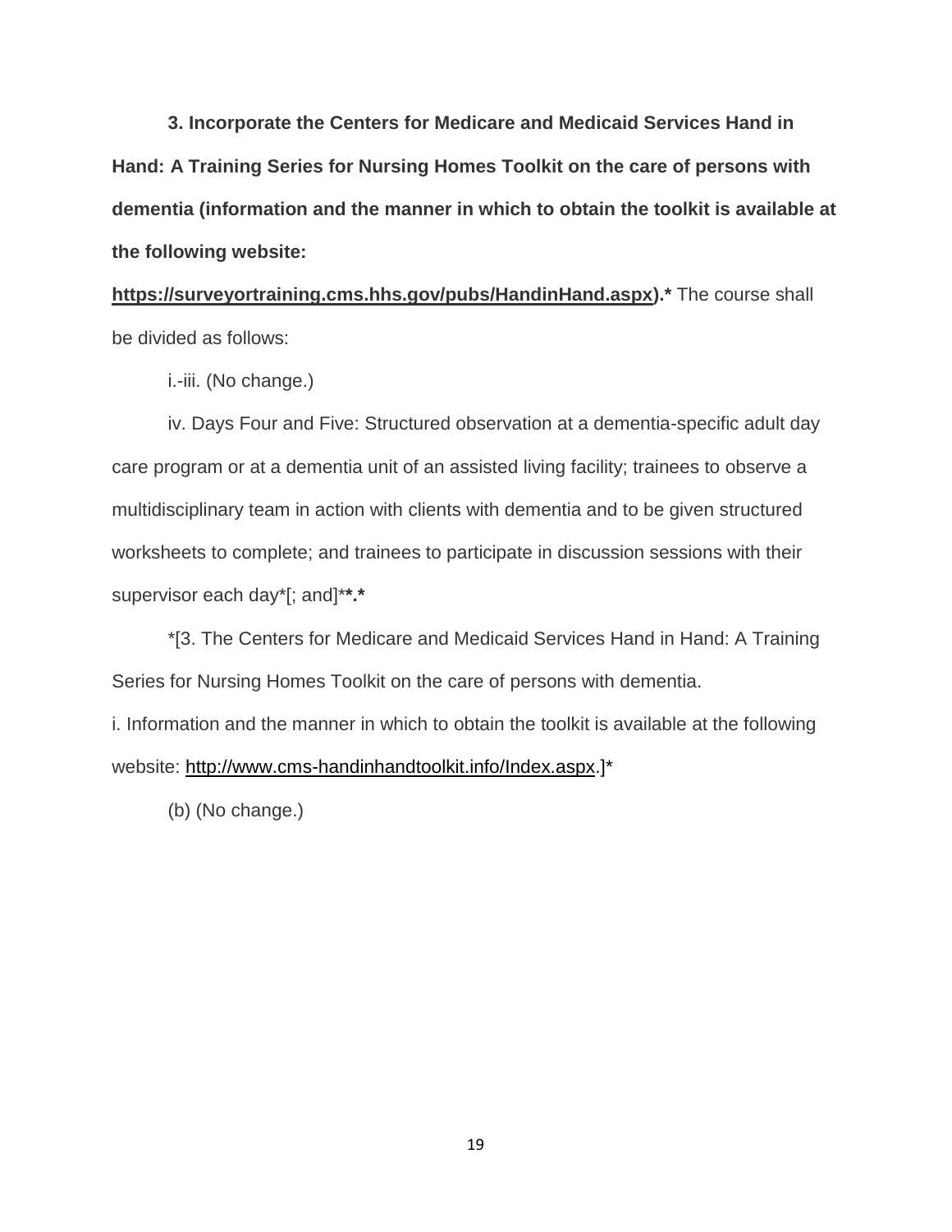**3. Incorporate the Centers for Medicare and Medicaid Services Hand in Hand: A Training Series for Nursing Homes Toolkit on the care of persons with dementia (information and the manner in which to obtain the toolkit is available at the following website: https://surveyortraining.cms.hhs.gov/pubs/HandinHand.aspx).*** The course shall be divided as follows:

i.-iii. (No change.)

iv. Days Four and Five: Structured observation at a dementia-specific adult day care program or at a dementia unit of an assisted living facility; trainees to observe a multidisciplinary team in action with clients with dementia and to be given structured worksheets to complete; and trainees to participate in discussion sessions with their supervisor each day*[; and]***.***

*[3. The Centers for Medicare and Medicaid Services Hand in Hand: A Training Series for Nursing Homes Toolkit on the care of persons with dementia.

i. Information and the manner in which to obtain the toolkit is available at the following website: http://www.cms-handinhandtoolkit.info/Index.aspx.]*

(b) (No change.)